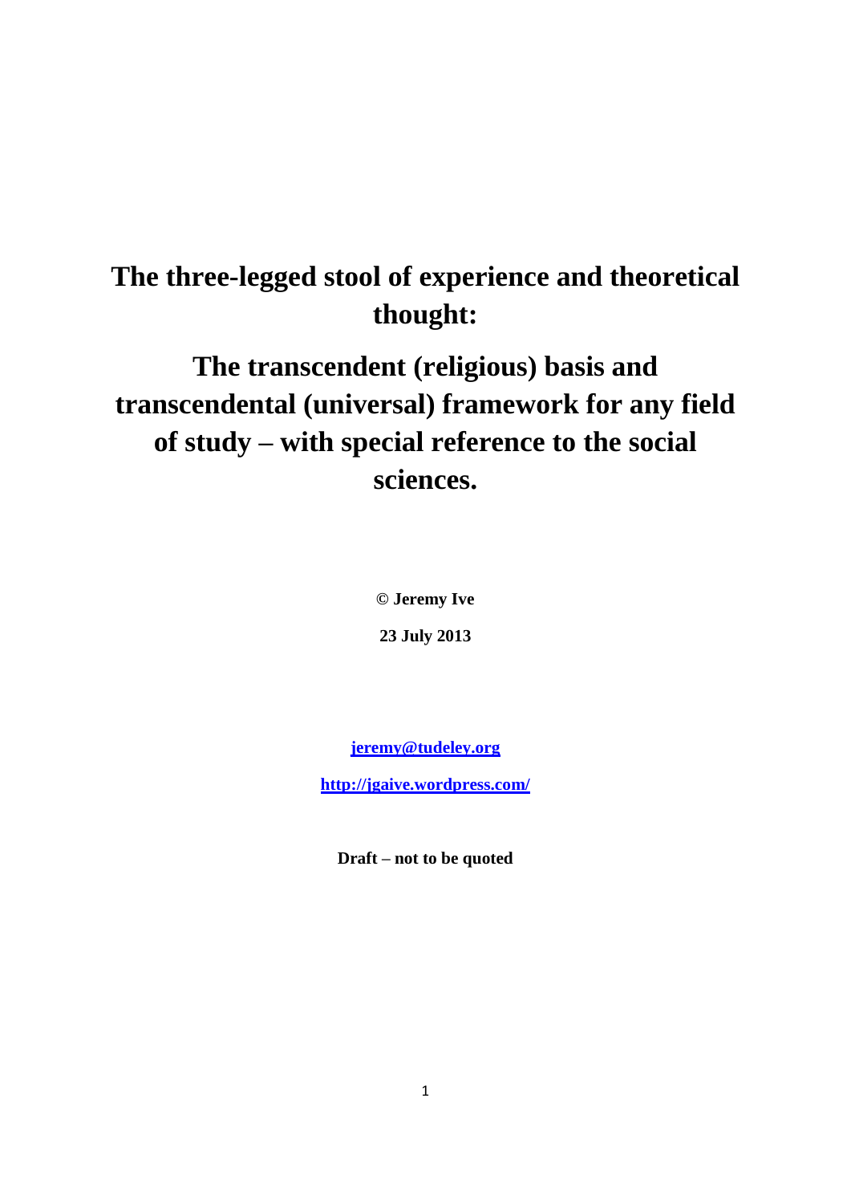# The three-legged stool of experience and theoretical thought:

# The transcendent (religious) basis and transcendental (universal) framework for any field of study – with special reference to the social sciences.

**© Jeremy Ive**

**23 July 2013**

**[jeremy@tudeley.org](mailto:jeremy@tudeley.org)**

**[http://jgaive.wordpress.com/](http://jgaive.wordpress.com/)**

**Draft – not to be quoted**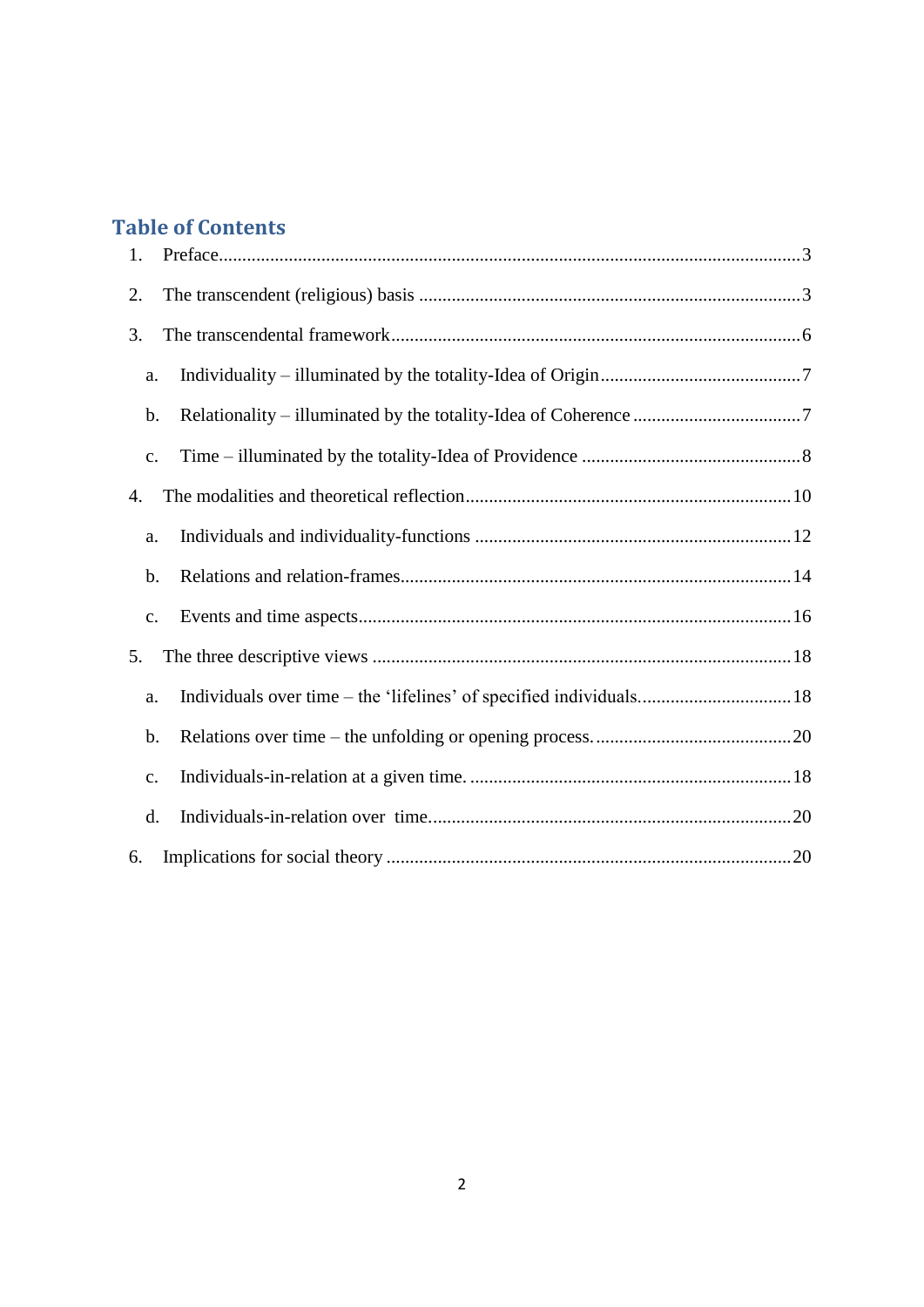## Table of Contents

1. Preface....................................................................................................................3
2. The transcendent (religious) basis ..........................................................................3
3. The transcendental framework................................................................................6
   a. Individuality – illuminated by the totality-Idea of Origin.................................7
   b. Relationality – illuminated by the totality-Idea of Coherence ..........................7
   c. Time – illuminated by the totality-Idea of Providence .....................................8
4. The modalities and theoretical reflection...............................................................10
   a. Individuals and individuality-functions ..........................................................12
   b. Relations and relation-frames..........................................................................14
   c. Events and time aspects...................................................................................16
5. The three descriptive views ...................................................................................18
   a. Individuals over time – the 'lifelines' of specified individuals.........................18
   b. Relations over time – the unfolding or opening process..................................20
   c. Individuals-in-relation at a given time. ...........................................................18
   d. Individuals-in-relation over time....................................................................20
6. Implications for social theory ................................................................................20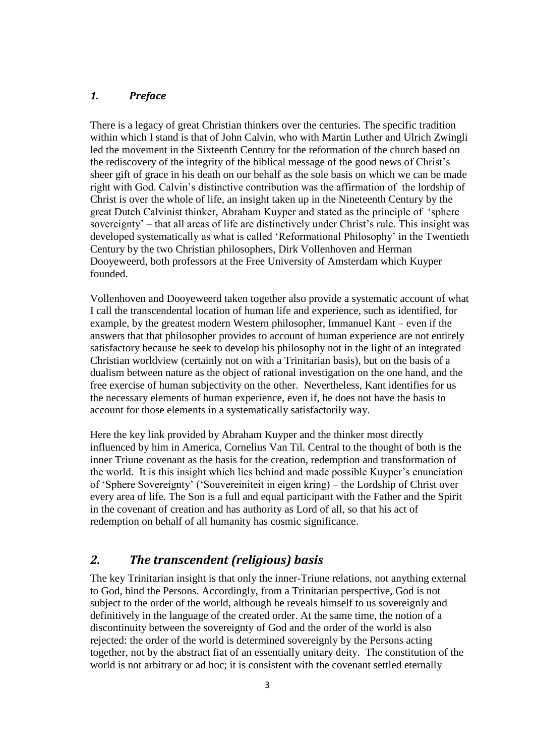## *1. Preface*

There is a legacy of great Christian thinkers over the centuries. The specific tradition within which I stand is that of John Calvin, who with Martin Luther and Ulrich Zwingli led the movement in the Sixteenth Century for the reformation of the church based on the rediscovery of the integrity of the biblical message of the good news of Christ's sheer gift of grace in his death on our behalf as the sole basis on which we can be made right with God. Calvin's distinctive contribution was the affirmation of the lordship of Christ is over the whole of life, an insight taken up in the Nineteenth Century by the great Dutch Calvinist thinker, Abraham Kuyper and stated as the principle of 'sphere sovereignty' – that all areas of life are distinctively under Christ's rule. This insight was developed systematically as what is called 'Reformational Philosophy' in the Twentieth Century by the two Christian philosophers, Dirk Vollenhoven and Herman Dooyeweerd, both professors at the Free University of Amsterdam which Kuyper founded.

Vollenhoven and Dooyeweerd taken together also provide a systematic account of what I call the transcendental location of human life and experience, such as identified, for example, by the greatest modern Western philosopher, Immanuel Kant – even if the answers that that philosopher provides to account of human experience are not entirely satisfactory because he seek to develop his philosophy not in the light of an integrated Christian worldview (certainly not on with a Trinitarian basis), but on the basis of a dualism between nature as the object of rational investigation on the one hand, and the free exercise of human subjectivity on the other. Nevertheless, Kant identifies for us the necessary elements of human experience, even if, he does not have the basis to account for those elements in a systematically satisfactorily way.

Here the key link provided by Abraham Kuyper and the thinker most directly influenced by him in America, Cornelius Van Til. Central to the thought of both is the inner Triune covenant as the basis for the creation, redemption and transformation of the world. It is this insight which lies behind and made possible Kuyper's enunciation of 'Sphere Sovereignty' ('Souvereiniteit in eigen kring) – the Lordship of Christ over every area of life. The Son is a full and equal participant with the Father and the Spirit in the covenant of creation and has authority as Lord of all, so that his act of redemption on behalf of all humanity has cosmic significance.

## *2. The transcendent (religious) basis*

The key Trinitarian insight is that only the inner-Triune relations, not anything external to God, bind the Persons. Accordingly, from a Trinitarian perspective, God is not subject to the order of the world, although he reveals himself to us sovereignly and definitively in the language of the created order. At the same time, the notion of a discontinuity between the sovereignty of God and the order of the world is also rejected: the order of the world is determined sovereignly by the Persons acting together, not by the abstract fiat of an essentially unitary deity. The constitution of the world is not arbitrary or ad hoc; it is consistent with the covenant settled eternally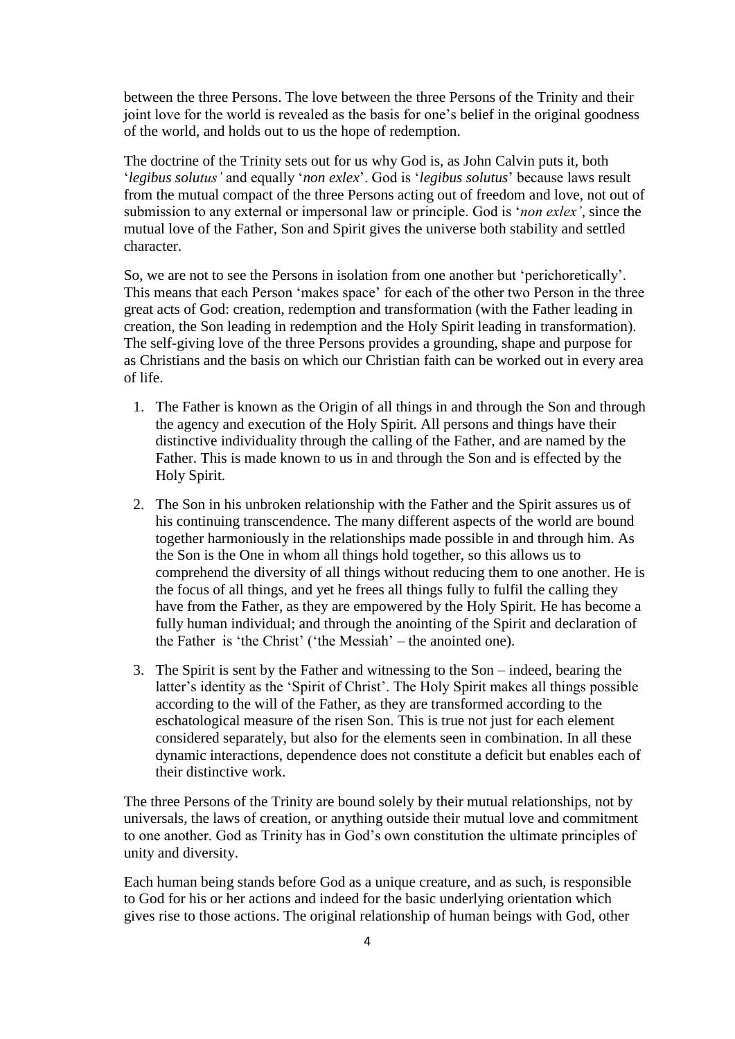between the three Persons. The love between the three Persons of the Trinity and their joint love for the world is revealed as the basis for one's belief in the original goodness of the world, and holds out to us the hope of redemption.

The doctrine of the Trinity sets out for us why God is, as John Calvin puts it, both '*legibus solutus'* and equally '*non exlex*'. God is '*legibus solutus*' because laws result from the mutual compact of the three Persons acting out of freedom and love, not out of submission to any external or impersonal law or principle. God is '*non exlex'*, since the mutual love of the Father, Son and Spirit gives the universe both stability and settled character.

So, we are not to see the Persons in isolation from one another but 'perichoretically'. This means that each Person 'makes space' for each of the other two Person in the three great acts of God: creation, redemption and transformation (with the Father leading in creation, the Son leading in redemption and the Holy Spirit leading in transformation). The self-giving love of the three Persons provides a grounding, shape and purpose for as Christians and the basis on which our Christian faith can be worked out in every area of life.

1. The Father is known as the Origin of all things in and through the Son and through the agency and execution of the Holy Spirit. All persons and things have their distinctive individuality through the calling of the Father, and are named by the Father. This is made known to us in and through the Son and is effected by the Holy Spirit.
2. The Son in his unbroken relationship with the Father and the Spirit assures us of his continuing transcendence. The many different aspects of the world are bound together harmoniously in the relationships made possible in and through him. As the Son is the One in whom all things hold together, so this allows us to comprehend the diversity of all things without reducing them to one another. He is the focus of all things, and yet he frees all things fully to fulfil the calling they have from the Father, as they are empowered by the Holy Spirit. He has become a fully human individual; and through the anointing of the Spirit and declaration of the Father is 'the Christ' ('the Messiah' – the anointed one).
3. The Spirit is sent by the Father and witnessing to the Son – indeed, bearing the latter's identity as the 'Spirit of Christ'. The Holy Spirit makes all things possible according to the will of the Father, as they are transformed according to the eschatological measure of the risen Son. This is true not just for each element considered separately, but also for the elements seen in combination. In all these dynamic interactions, dependence does not constitute a deficit but enables each of their distinctive work.

The three Persons of the Trinity are bound solely by their mutual relationships, not by universals, the laws of creation, or anything outside their mutual love and commitment to one another. God as Trinity has in God's own constitution the ultimate principles of unity and diversity.

Each human being stands before God as a unique creature, and as such, is responsible to God for his or her actions and indeed for the basic underlying orientation which gives rise to those actions. The original relationship of human beings with God, other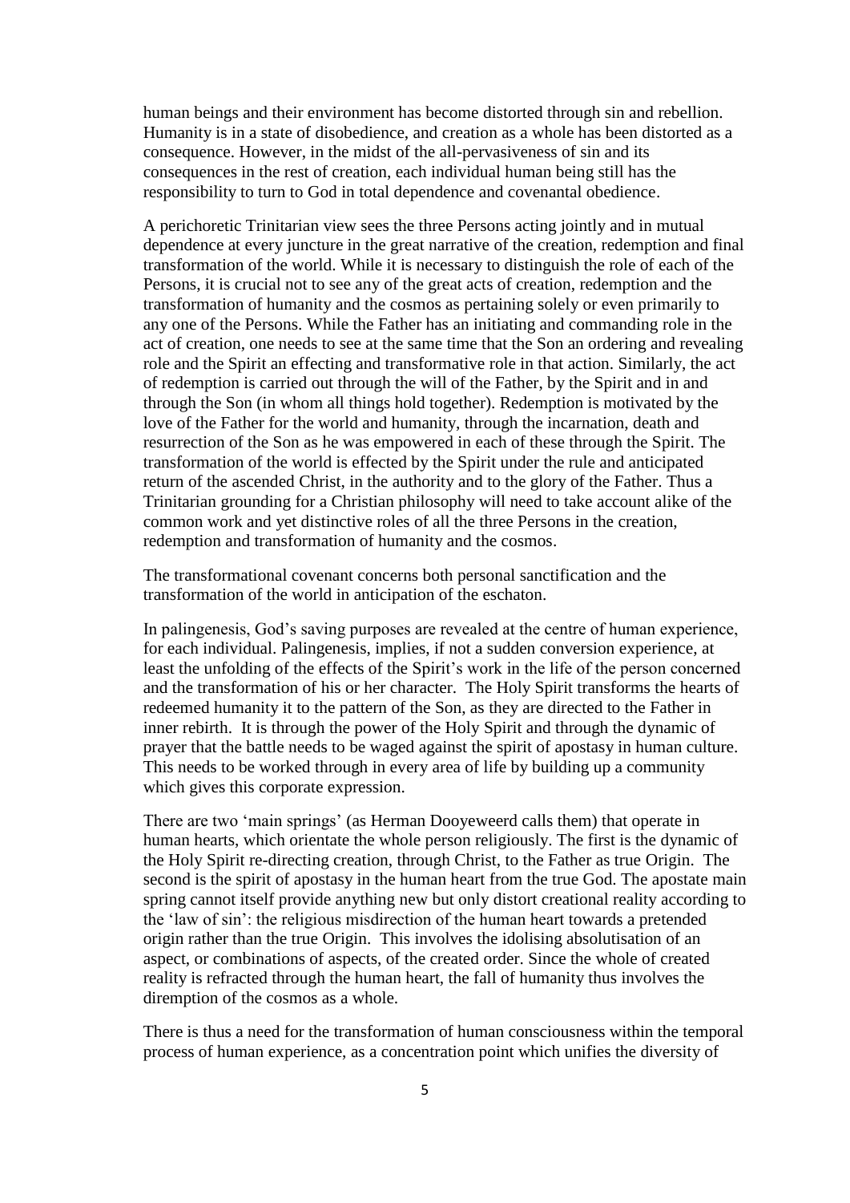human beings and their environment has become distorted through sin and rebellion. Humanity is in a state of disobedience, and creation as a whole has been distorted as a consequence. However, in the midst of the all-pervasiveness of sin and its consequences in the rest of creation, each individual human being still has the responsibility to turn to God in total dependence and covenantal obedience.

A perichoretic Trinitarian view sees the three Persons acting jointly and in mutual dependence at every juncture in the great narrative of the creation, redemption and final transformation of the world. While it is necessary to distinguish the role of each of the Persons, it is crucial not to see any of the great acts of creation, redemption and the transformation of humanity and the cosmos as pertaining solely or even primarily to any one of the Persons. While the Father has an initiating and commanding role in the act of creation, one needs to see at the same time that the Son an ordering and revealing role and the Spirit an effecting and transformative role in that action. Similarly, the act of redemption is carried out through the will of the Father, by the Spirit and in and through the Son (in whom all things hold together). Redemption is motivated by the love of the Father for the world and humanity, through the incarnation, death and resurrection of the Son as he was empowered in each of these through the Spirit. The transformation of the world is effected by the Spirit under the rule and anticipated return of the ascended Christ, in the authority and to the glory of the Father. Thus a Trinitarian grounding for a Christian philosophy will need to take account alike of the common work and yet distinctive roles of all the three Persons in the creation, redemption and transformation of humanity and the cosmos.

The transformational covenant concerns both personal sanctification and the transformation of the world in anticipation of the eschaton.

In palingenesis, God's saving purposes are revealed at the centre of human experience, for each individual. Palingenesis, implies, if not a sudden conversion experience, at least the unfolding of the effects of the Spirit's work in the life of the person concerned and the transformation of his or her character. The Holy Spirit transforms the hearts of redeemed humanity it to the pattern of the Son, as they are directed to the Father in inner rebirth. It is through the power of the Holy Spirit and through the dynamic of prayer that the battle needs to be waged against the spirit of apostasy in human culture. This needs to be worked through in every area of life by building up a community which gives this corporate expression.

There are two 'main springs' (as Herman Dooyeweerd calls them) that operate in human hearts, which orientate the whole person religiously. The first is the dynamic of the Holy Spirit re-directing creation, through Christ, to the Father as true Origin. The second is the spirit of apostasy in the human heart from the true God. The apostate main spring cannot itself provide anything new but only distort creational reality according to the 'law of sin': the religious misdirection of the human heart towards a pretended origin rather than the true Origin. This involves the idolising absolutisation of an aspect, or combinations of aspects, of the created order. Since the whole of created reality is refracted through the human heart, the fall of humanity thus involves the diremption of the cosmos as a whole.

There is thus a need for the transformation of human consciousness within the temporal process of human experience, as a concentration point which unifies the diversity of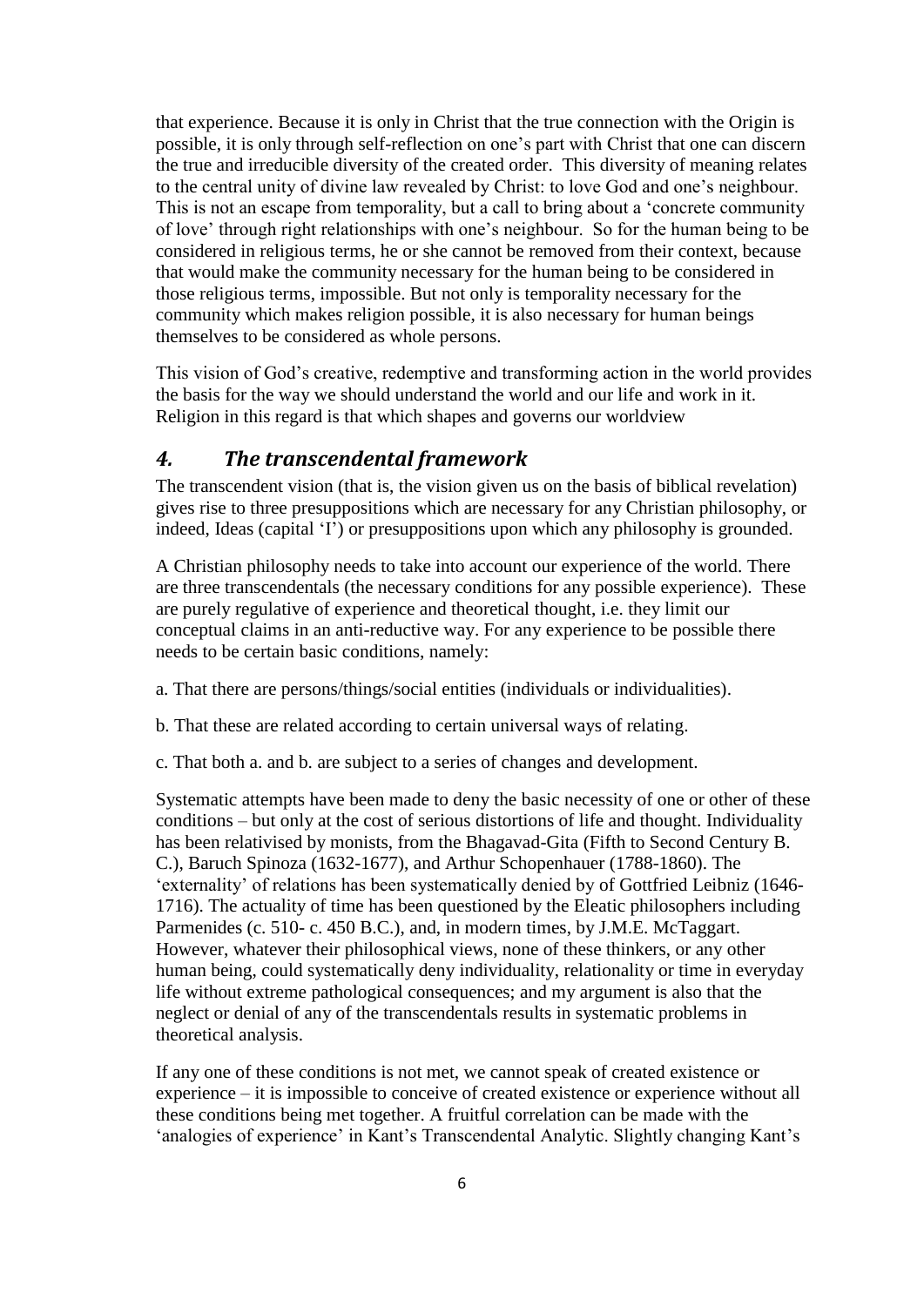that experience. Because it is only in Christ that the true connection with the Origin is possible, it is only through self-reflection on one's part with Christ that one can discern the true and irreducible diversity of the created order. This diversity of meaning relates to the central unity of divine law revealed by Christ: to love God and one's neighbour. This is not an escape from temporality, but a call to bring about a 'concrete community of love' through right relationships with one's neighbour. So for the human being to be considered in religious terms, he or she cannot be removed from their context, because that would make the community necessary for the human being to be considered in those religious terms, impossible. But not only is temporality necessary for the community which makes religion possible, it is also necessary for human beings themselves to be considered as whole persons.

This vision of God's creative, redemptive and transforming action in the world provides the basis for the way we should understand the world and our life and work in it. Religion in this regard is that which shapes and governs our worldview

## *4. The transcendental framework*

The transcendent vision (that is, the vision given us on the basis of biblical revelation) gives rise to three presuppositions which are necessary for any Christian philosophy, or indeed, Ideas (capital 'I') or presuppositions upon which any philosophy is grounded.

A Christian philosophy needs to take into account our experience of the world. There are three transcendentals (the necessary conditions for any possible experience). These are purely regulative of experience and theoretical thought, i.e. they limit our conceptual claims in an anti-reductive way. For any experience to be possible there needs to be certain basic conditions, namely:

a. That there are persons/things/social entities (individuals or individualities).

b. That these are related according to certain universal ways of relating.

c. That both a. and b. are subject to a series of changes and development.

Systematic attempts have been made to deny the basic necessity of one or other of these conditions – but only at the cost of serious distortions of life and thought. Individuality has been relativised by monists, from the Bhagavad-Gita (Fifth to Second Century B. C.), Baruch Spinoza (1632-1677), and Arthur Schopenhauer (1788-1860). The 'externality' of relations has been systematically denied by of Gottfried Leibniz (1646-1716). The actuality of time has been questioned by the Eleatic philosophers including Parmenides (c. 510- c. 450 B.C.), and, in modern times, by J.M.E. McTaggart. However, whatever their philosophical views, none of these thinkers, or any other human being, could systematically deny individuality, relationality or time in everyday life without extreme pathological consequences; and my argument is also that the neglect or denial of any of the transcendentals results in systematic problems in theoretical analysis.

If any one of these conditions is not met, we cannot speak of created existence or experience – it is impossible to conceive of created existence or experience without all these conditions being met together. A fruitful correlation can be made with the 'analogies of experience' in Kant's Transcendental Analytic. Slightly changing Kant's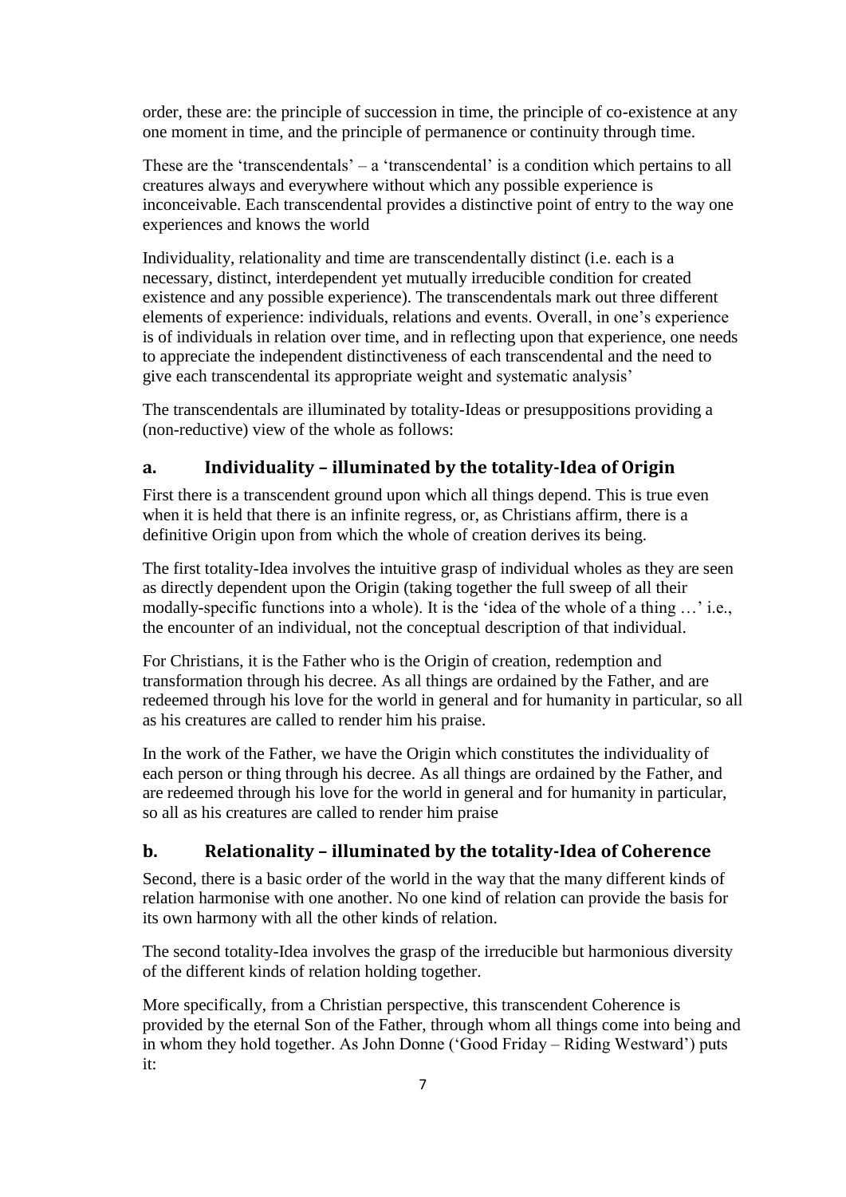order, these are: the principle of succession in time, the principle of co-existence at any one moment in time, and the principle of permanence or continuity through time.

These are the 'transcendentals' – a 'transcendental' is a condition which pertains to all creatures always and everywhere without which any possible experience is inconceivable. Each transcendental provides a distinctive point of entry to the way one experiences and knows the world

Individuality, relationality and time are transcendentally distinct (i.e. each is a necessary, distinct, interdependent yet mutually irreducible condition for created existence and any possible experience). The transcendentals mark out three different elements of experience: individuals, relations and events. Overall, in one's experience is of individuals in relation over time, and in reflecting upon that experience, one needs to appreciate the independent distinctiveness of each transcendental and the need to give each transcendental its appropriate weight and systematic analysis'

The transcendentals are illuminated by totality-Ideas or presuppositions providing a (non-reductive) view of the whole as follows:

## a. Individuality – illuminated by the totality-Idea of Origin

First there is a transcendent ground upon which all things depend. This is true even when it is held that there is an infinite regress, or, as Christians affirm, there is a definitive Origin upon from which the whole of creation derives its being.

The first totality-Idea involves the intuitive grasp of individual wholes as they are seen as directly dependent upon the Origin (taking together the full sweep of all their modally-specific functions into a whole). It is the 'idea of the whole of a thing …' i.e., the encounter of an individual, not the conceptual description of that individual.

For Christians, it is the Father who is the Origin of creation, redemption and transformation through his decree. As all things are ordained by the Father, and are redeemed through his love for the world in general and for humanity in particular, so all as his creatures are called to render him his praise.

In the work of the Father, we have the Origin which constitutes the individuality of each person or thing through his decree. As all things are ordained by the Father, and are redeemed through his love for the world in general and for humanity in particular, so all as his creatures are called to render him praise

## b. Relationality – illuminated by the totality-Idea of Coherence

Second, there is a basic order of the world in the way that the many different kinds of relation harmonise with one another. No one kind of relation can provide the basis for its own harmony with all the other kinds of relation.

The second totality-Idea involves the grasp of the irreducible but harmonious diversity of the different kinds of relation holding together.

More specifically, from a Christian perspective, this transcendent Coherence is provided by the eternal Son of the Father, through whom all things come into being and in whom they hold together. As John Donne ('Good Friday – Riding Westward') puts it: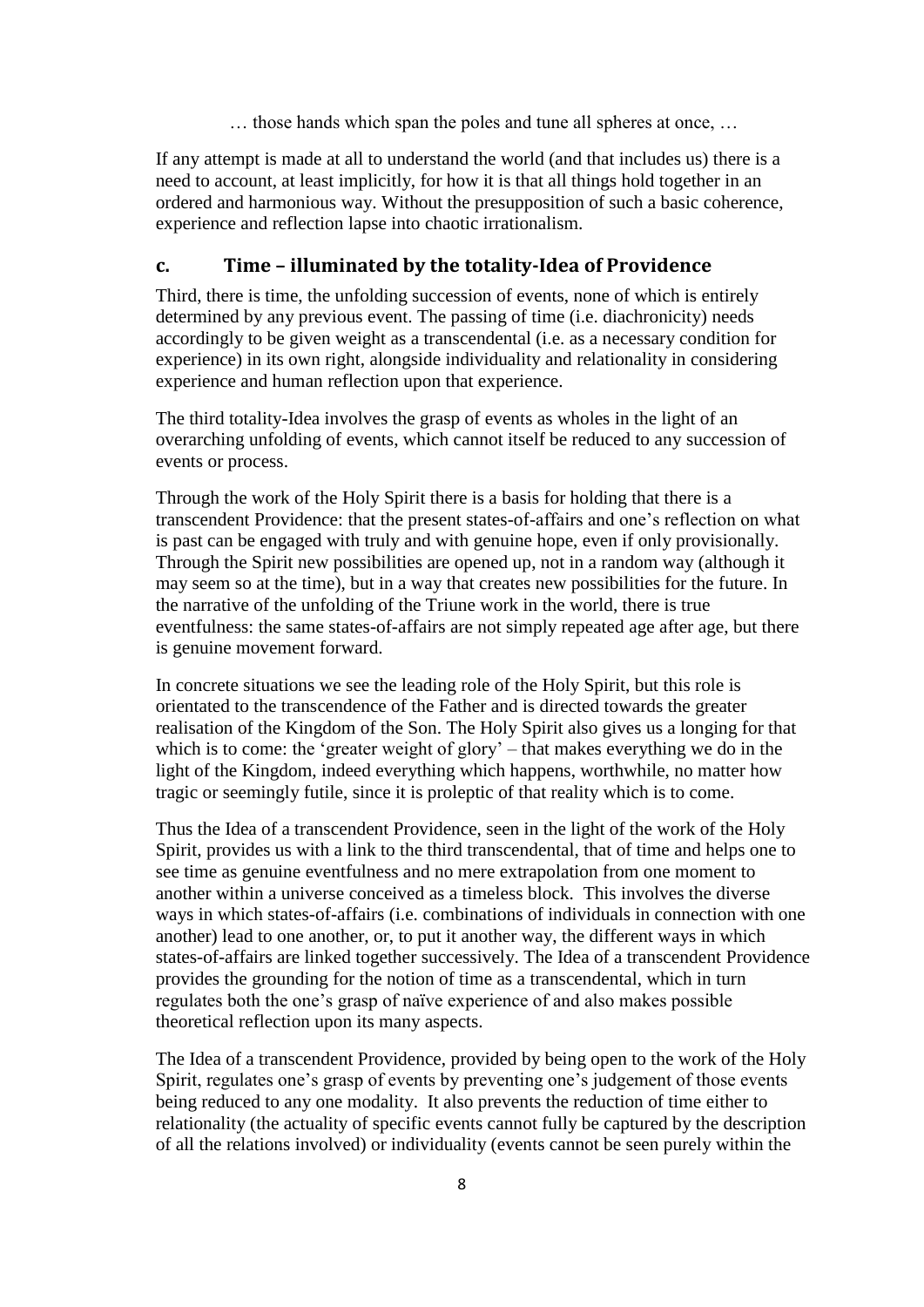… those hands which span the poles and tune all spheres at once, …

If any attempt is made at all to understand the world (and that includes us) there is a need to account, at least implicitly, for how it is that all things hold together in an ordered and harmonious way. Without the presupposition of such a basic coherence, experience and reflection lapse into chaotic irrationalism.

## c. Time – illuminated by the totality-Idea of Providence

Third, there is time, the unfolding succession of events, none of which is entirely determined by any previous event. The passing of time (i.e. diachronicity) needs accordingly to be given weight as a transcendental (i.e. as a necessary condition for experience) in its own right, alongside individuality and relationality in considering experience and human reflection upon that experience.

The third totality-Idea involves the grasp of events as wholes in the light of an overarching unfolding of events, which cannot itself be reduced to any succession of events or process.

Through the work of the Holy Spirit there is a basis for holding that there is a transcendent Providence: that the present states-of-affairs and one's reflection on what is past can be engaged with truly and with genuine hope, even if only provisionally. Through the Spirit new possibilities are opened up, not in a random way (although it may seem so at the time), but in a way that creates new possibilities for the future. In the narrative of the unfolding of the Triune work in the world, there is true eventfulness: the same states-of-affairs are not simply repeated age after age, but there is genuine movement forward.

In concrete situations we see the leading role of the Holy Spirit, but this role is orientated to the transcendence of the Father and is directed towards the greater realisation of the Kingdom of the Son. The Holy Spirit also gives us a longing for that which is to come: the 'greater weight of glory' – that makes everything we do in the light of the Kingdom, indeed everything which happens, worthwhile, no matter how tragic or seemingly futile, since it is proleptic of that reality which is to come.

Thus the Idea of a transcendent Providence, seen in the light of the work of the Holy Spirit, provides us with a link to the third transcendental, that of time and helps one to see time as genuine eventfulness and no mere extrapolation from one moment to another within a universe conceived as a timeless block. This involves the diverse ways in which states-of-affairs (i.e. combinations of individuals in connection with one another) lead to one another, or, to put it another way, the different ways in which states-of-affairs are linked together successively. The Idea of a transcendent Providence provides the grounding for the notion of time as a transcendental, which in turn regulates both the one's grasp of naïve experience of and also makes possible theoretical reflection upon its many aspects.

The Idea of a transcendent Providence, provided by being open to the work of the Holy Spirit, regulates one's grasp of events by preventing one's judgement of those events being reduced to any one modality. It also prevents the reduction of time either to relationality (the actuality of specific events cannot fully be captured by the description of all the relations involved) or individuality (events cannot be seen purely within the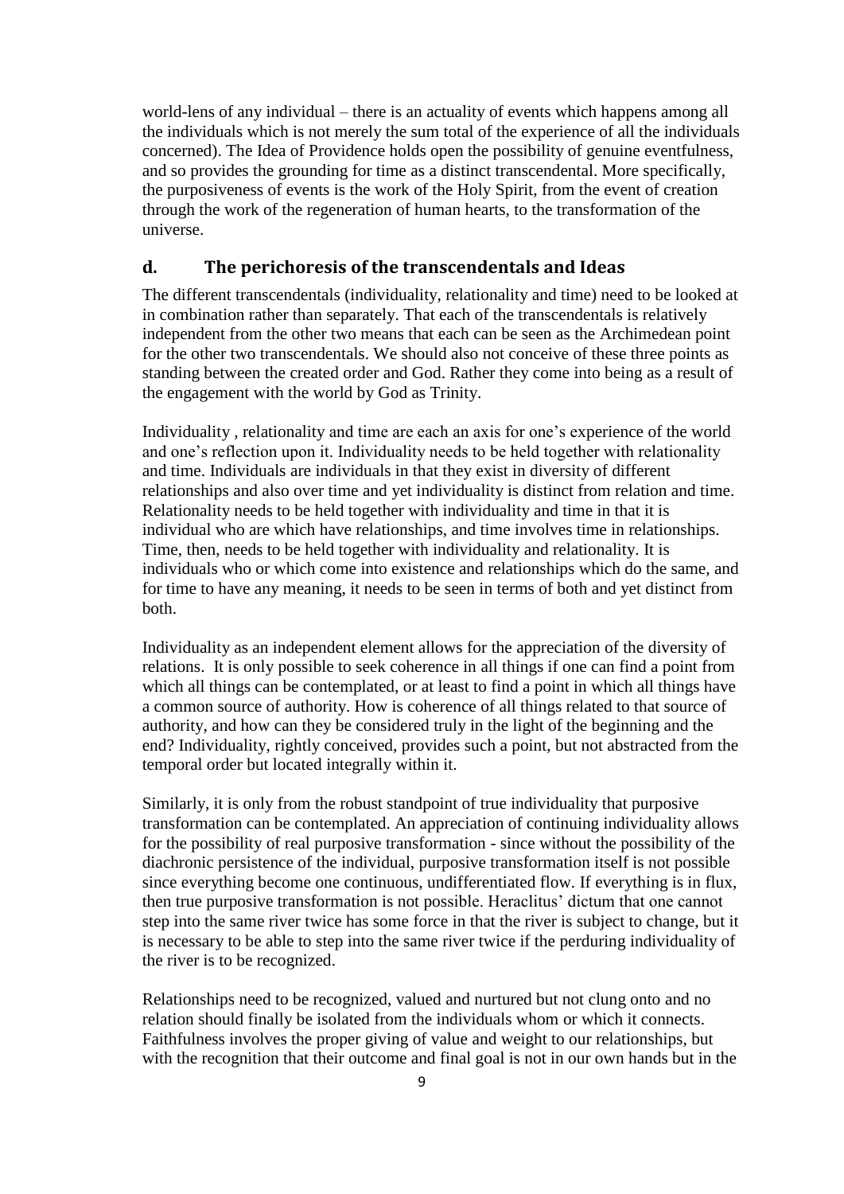world-lens of any individual – there is an actuality of events which happens among all the individuals which is not merely the sum total of the experience of all the individuals concerned). The Idea of Providence holds open the possibility of genuine eventfulness, and so provides the grounding for time as a distinct transcendental. More specifically, the purposiveness of events is the work of the Holy Spirit, from the event of creation through the work of the regeneration of human hearts, to the transformation of the universe.

## d. The perichoresis of the transcendentals and Ideas

The different transcendentals (individuality, relationality and time) need to be looked at in combination rather than separately. That each of the transcendentals is relatively independent from the other two means that each can be seen as the Archimedean point for the other two transcendentals. We should also not conceive of these three points as standing between the created order and God. Rather they come into being as a result of the engagement with the world by God as Trinity.

Individuality , relationality and time are each an axis for one's experience of the world and one's reflection upon it. Individuality needs to be held together with relationality and time. Individuals are individuals in that they exist in diversity of different relationships and also over time and yet individuality is distinct from relation and time. Relationality needs to be held together with individuality and time in that it is individual who are which have relationships, and time involves time in relationships. Time, then, needs to be held together with individuality and relationality. It is individuals who or which come into existence and relationships which do the same, and for time to have any meaning, it needs to be seen in terms of both and yet distinct from both.

Individuality as an independent element allows for the appreciation of the diversity of relations. It is only possible to seek coherence in all things if one can find a point from which all things can be contemplated, or at least to find a point in which all things have a common source of authority. How is coherence of all things related to that source of authority, and how can they be considered truly in the light of the beginning and the end? Individuality, rightly conceived, provides such a point, but not abstracted from the temporal order but located integrally within it.

Similarly, it is only from the robust standpoint of true individuality that purposive transformation can be contemplated. An appreciation of continuing individuality allows for the possibility of real purposive transformation - since without the possibility of the diachronic persistence of the individual, purposive transformation itself is not possible since everything become one continuous, undifferentiated flow. If everything is in flux, then true purposive transformation is not possible. Heraclitus' dictum that one cannot step into the same river twice has some force in that the river is subject to change, but it is necessary to be able to step into the same river twice if the perduring individuality of the river is to be recognized.

Relationships need to be recognized, valued and nurtured but not clung onto and no relation should finally be isolated from the individuals whom or which it connects. Faithfulness involves the proper giving of value and weight to our relationships, but with the recognition that their outcome and final goal is not in our own hands but in the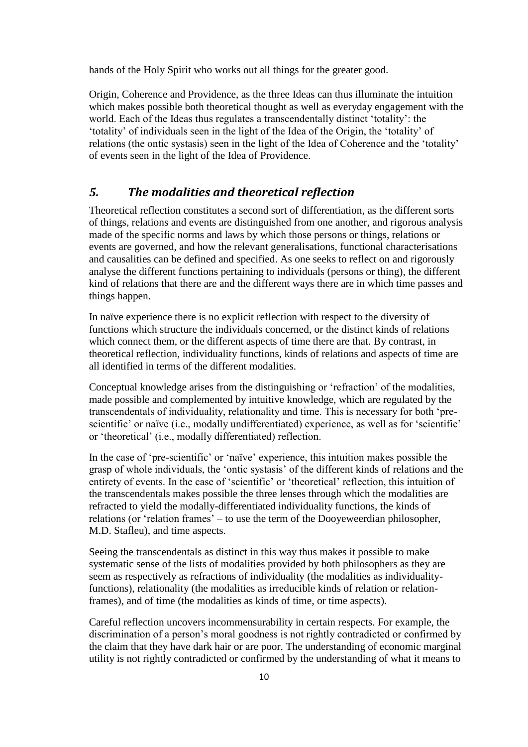hands of the Holy Spirit who works out all things for the greater good.

Origin, Coherence and Providence, as the three Ideas can thus illuminate the intuition which makes possible both theoretical thought as well as everyday engagement with the world. Each of the Ideas thus regulates a transcendentally distinct 'totality': the 'totality' of individuals seen in the light of the Idea of the Origin, the 'totality' of relations (the ontic systasis) seen in the light of the Idea of Coherence and the 'totality' of events seen in the light of the Idea of Providence.

## *5. The modalities and theoretical reflection*

Theoretical reflection constitutes a second sort of differentiation, as the different sorts of things, relations and events are distinguished from one another, and rigorous analysis made of the specific norms and laws by which those persons or things, relations or events are governed, and how the relevant generalisations, functional characterisations and causalities can be defined and specified. As one seeks to reflect on and rigorously analyse the different functions pertaining to individuals (persons or thing), the different kind of relations that there are and the different ways there are in which time passes and things happen.

In naïve experience there is no explicit reflection with respect to the diversity of functions which structure the individuals concerned, or the distinct kinds of relations which connect them, or the different aspects of time there are that. By contrast, in theoretical reflection, individuality functions, kinds of relations and aspects of time are all identified in terms of the different modalities.

Conceptual knowledge arises from the distinguishing or 'refraction' of the modalities, made possible and complemented by intuitive knowledge, which are regulated by the transcendentals of individuality, relationality and time. This is necessary for both 'pre-scientific' or naïve (i.e., modally undifferentiated) experience, as well as for 'scientific' or 'theoretical' (i.e., modally differentiated) reflection.

In the case of 'pre-scientific' or 'naïve' experience, this intuition makes possible the grasp of whole individuals, the 'ontic systasis' of the different kinds of relations and the entirety of events. In the case of 'scientific' or 'theoretical' reflection, this intuition of the transcendentals makes possible the three lenses through which the modalities are refracted to yield the modally-differentiated individuality functions, the kinds of relations (or 'relation frames' – to use the term of the Dooyeweerdian philosopher, M.D. Stafleu), and time aspects.

Seeing the transcendentals as distinct in this way thus makes it possible to make systematic sense of the lists of modalities provided by both philosophers as they are seem as respectively as refractions of individuality (the modalities as individuality-functions), relationality (the modalities as irreducible kinds of relation or relation-frames), and of time (the modalities as kinds of time, or time aspects).

Careful reflection uncovers incommensurability in certain respects. For example, the discrimination of a person's moral goodness is not rightly contradicted or confirmed by the claim that they have dark hair or are poor. The understanding of economic marginal utility is not rightly contradicted or confirmed by the understanding of what it means to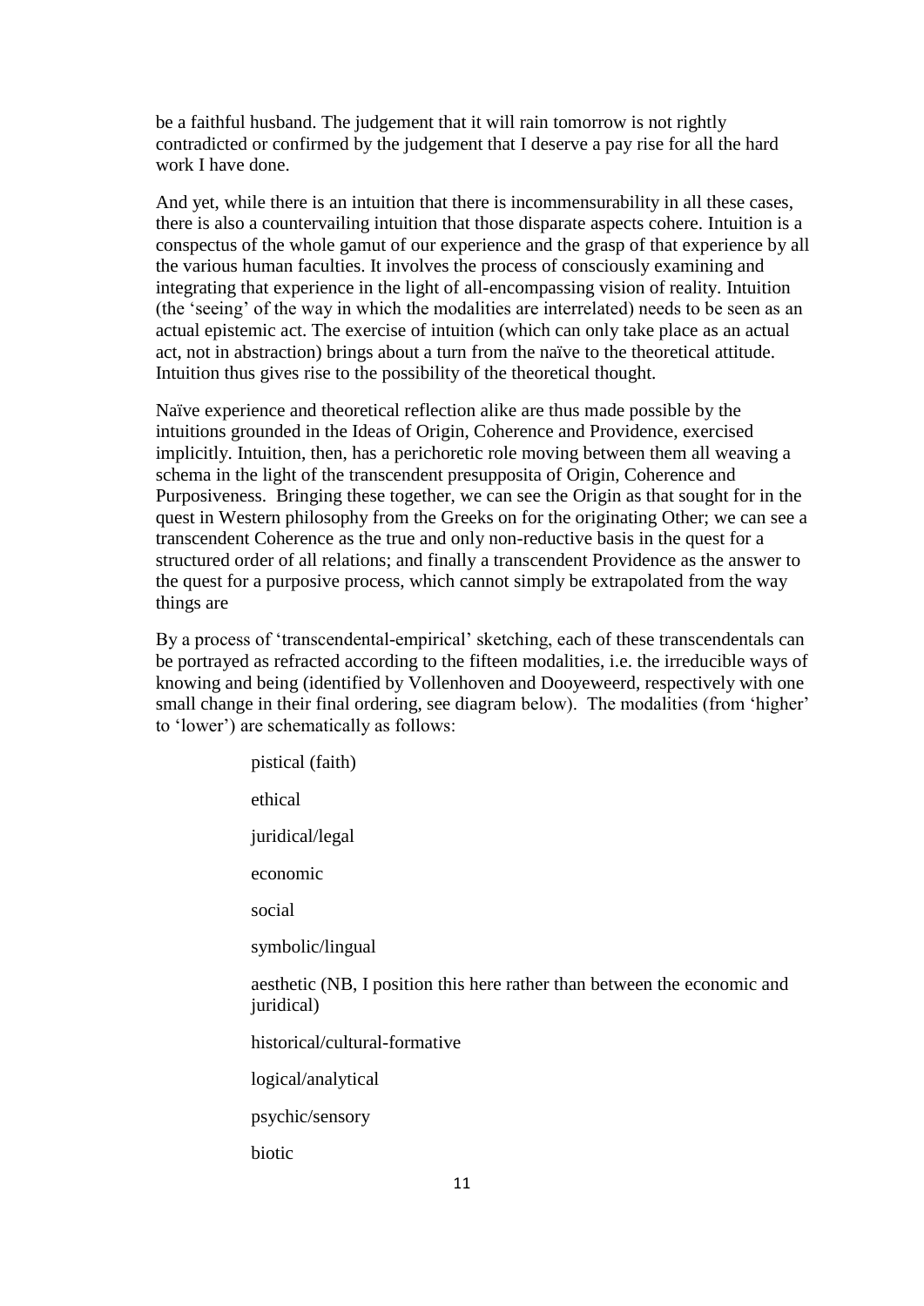be a faithful husband. The judgement that it will rain tomorrow is not rightly contradicted or confirmed by the judgement that I deserve a pay rise for all the hard work I have done.

And yet, while there is an intuition that there is incommensurability in all these cases, there is also a countervailing intuition that those disparate aspects cohere. Intuition is a conspectus of the whole gamut of our experience and the grasp of that experience by all the various human faculties. It involves the process of consciously examining and integrating that experience in the light of all-encompassing vision of reality. Intuition (the 'seeing' of the way in which the modalities are interrelated) needs to be seen as an actual epistemic act. The exercise of intuition (which can only take place as an actual act, not in abstraction) brings about a turn from the naïve to the theoretical attitude. Intuition thus gives rise to the possibility of the theoretical thought.

Naïve experience and theoretical reflection alike are thus made possible by the intuitions grounded in the Ideas of Origin, Coherence and Providence, exercised implicitly. Intuition, then, has a perichoretic role moving between them all weaving a schema in the light of the transcendent presupposita of Origin, Coherence and Purposiveness. Bringing these together, we can see the Origin as that sought for in the quest in Western philosophy from the Greeks on for the originating Other; we can see a transcendent Coherence as the true and only non-reductive basis in the quest for a structured order of all relations; and finally a transcendent Providence as the answer to the quest for a purposive process, which cannot simply be extrapolated from the way things are

By a process of 'transcendental-empirical' sketching, each of these transcendentals can be portrayed as refracted according to the fifteen modalities, i.e. the irreducible ways of knowing and being (identified by Vollenhoven and Dooyeweerd, respectively with one small change in their final ordering, see diagram below). The modalities (from 'higher' to 'lower') are schematically as follows:

pistical (faith)

ethical

juridical/legal

economic

social

symbolic/lingual

aesthetic (NB, I position this here rather than between the economic and juridical)

historical/cultural-formative

logical/analytical

psychic/sensory

biotic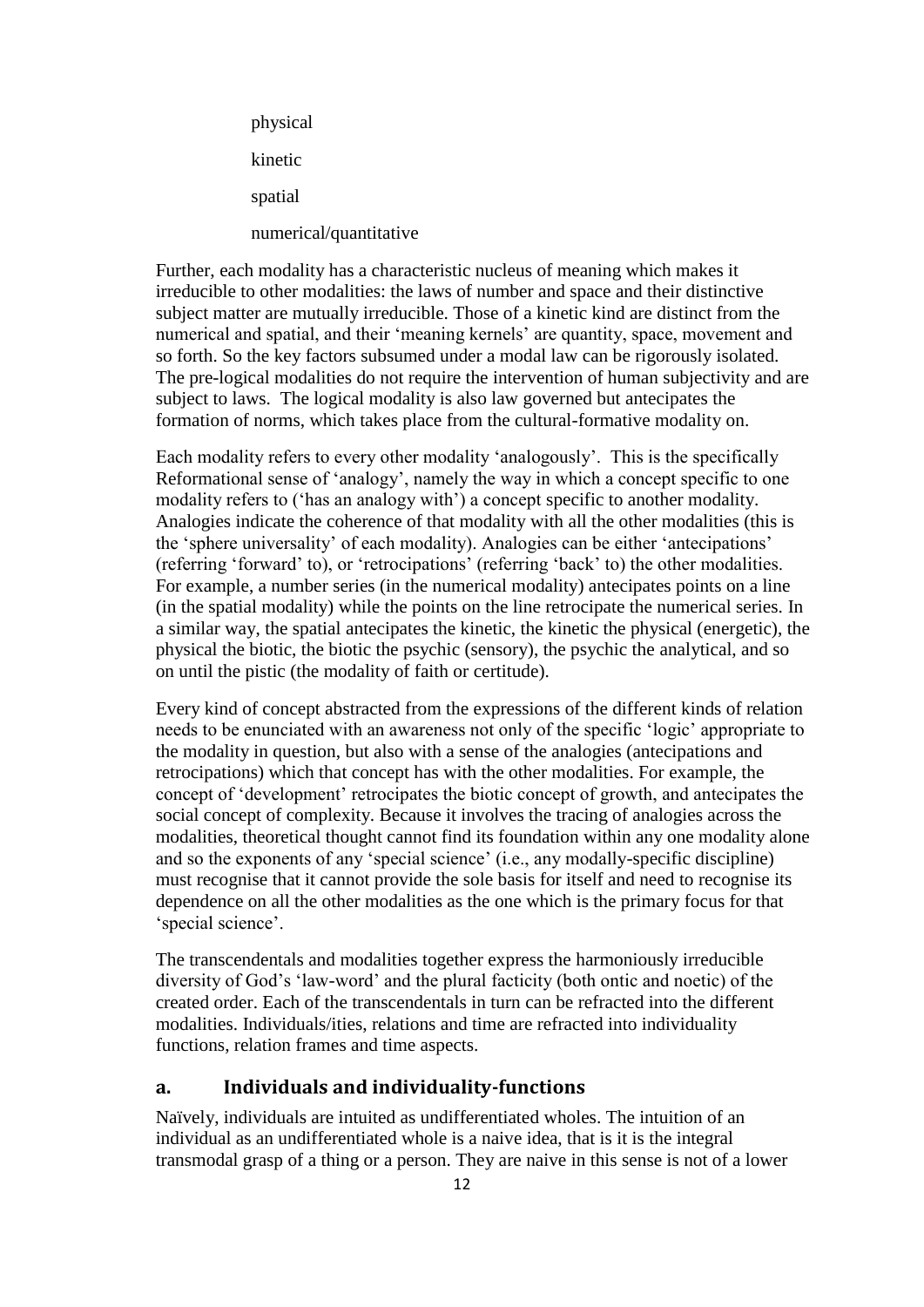physical

kinetic

spatial

numerical/quantitative

Further, each modality has a characteristic nucleus of meaning which makes it irreducible to other modalities: the laws of number and space and their distinctive subject matter are mutually irreducible. Those of a kinetic kind are distinct from the numerical and spatial, and their 'meaning kernels' are quantity, space, movement and so forth. So the key factors subsumed under a modal law can be rigorously isolated. The pre-logical modalities do not require the intervention of human subjectivity and are subject to laws. The logical modality is also law governed but antecipates the formation of norms, which takes place from the cultural-formative modality on.

Each modality refers to every other modality 'analogously'. This is the specifically Reformational sense of 'analogy', namely the way in which a concept specific to one modality refers to ('has an analogy with') a concept specific to another modality. Analogies indicate the coherence of that modality with all the other modalities (this is the 'sphere universality' of each modality). Analogies can be either 'antecipations' (referring 'forward' to), or 'retrocipations' (referring 'back' to) the other modalities. For example, a number series (in the numerical modality) antecipates points on a line (in the spatial modality) while the points on the line retrocipate the numerical series. In a similar way, the spatial antecipates the kinetic, the kinetic the physical (energetic), the physical the biotic, the biotic the psychic (sensory), the psychic the analytical, and so on until the pistic (the modality of faith or certitude).

Every kind of concept abstracted from the expressions of the different kinds of relation needs to be enunciated with an awareness not only of the specific 'logic' appropriate to the modality in question, but also with a sense of the analogies (antecipations and retrocipations) which that concept has with the other modalities. For example, the concept of 'development' retrocipates the biotic concept of growth, and antecipates the social concept of complexity. Because it involves the tracing of analogies across the modalities, theoretical thought cannot find its foundation within any one modality alone and so the exponents of any 'special science' (i.e., any modally-specific discipline) must recognise that it cannot provide the sole basis for itself and need to recognise its dependence on all the other modalities as the one which is the primary focus for that 'special science'.

The transcendentals and modalities together express the harmoniously irreducible diversity of God's 'law-word' and the plural facticity (both ontic and noetic) of the created order. Each of the transcendentals in turn can be refracted into the different modalities. Individuals/ities, relations and time are refracted into individuality functions, relation frames and time aspects.

## a. Individuals and individuality-functions

Naïvely, individuals are intuited as undifferentiated wholes. The intuition of an individual as an undifferentiated whole is a naive idea, that is it is the integral transmodal grasp of a thing or a person. They are naive in this sense is not of a lower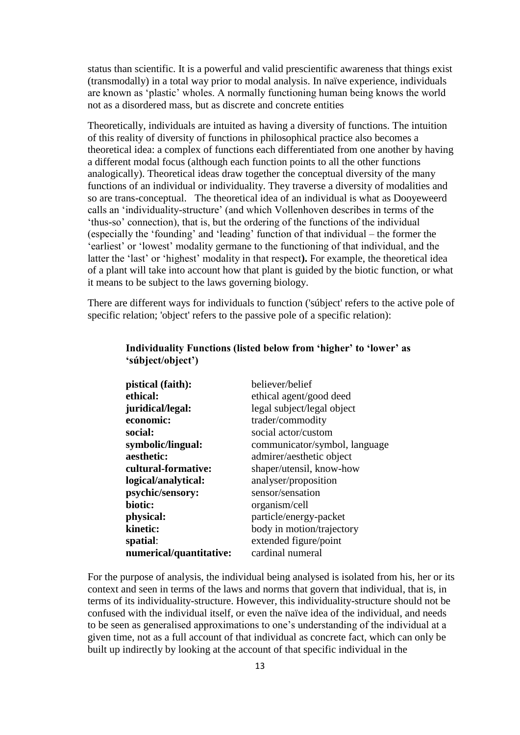status than scientific. It is a powerful and valid prescientific awareness that things exist (transmodally) in a total way prior to modal analysis. In naïve experience, individuals are known as 'plastic' wholes. A normally functioning human being knows the world not as a disordered mass, but as discrete and concrete entities

Theoretically, individuals are intuited as having a diversity of functions. The intuition of this reality of diversity of functions in philosophical practice also becomes a theoretical idea: a complex of functions each differentiated from one another by having a different modal focus (although each function points to all the other functions analogically). Theoretical ideas draw together the conceptual diversity of the many functions of an individual or individuality. They traverse a diversity of modalities and so are trans-conceptual. The theoretical idea of an individual is what as Dooyeweerd calls an 'individuality-structure' (and which Vollenhoven describes in terms of the 'thus-so' connection), that is, but the ordering of the functions of the individual (especially the 'founding' and 'leading' function of that individual – the former the 'earliest' or 'lowest' modality germane to the functioning of that individual, and the latter the 'last' or 'highest' modality in that respect**).** For example, the theoretical idea of a plant will take into account how that plant is guided by the biotic function, or what it means to be subject to the laws governing biology.

There are different ways for individuals to function ('súbject' refers to the active pole of specific relation; 'object' refers to the passive pole of a specific relation):

**Individuality Functions (listed below from 'higher' to 'lower' as 'súbject/object')**

| | |
|---|---|
| **pistical (faith):** | believer/belief |
| **ethical:** | ethical agent/good deed |
| **juridical/legal:** | legal subject/legal object |
| **economic:** | trader/commodity |
| **social:** | social actor/custom |
| **symbolic/lingual:** | communicator/symbol, language |
| **aesthetic:** | admirer/aesthetic object |
| **cultural-formative:** | shaper/utensil, know-how |
| **logical/analytical:** | analyser/proposition |
| **psychic/sensory:** | sensor/sensation |
| **biotic:** | organism/cell |
| **physical:** | particle/energy-packet |
| **kinetic:** | body in motion/trajectory |
| **spatial**: | extended figure/point |
| **numerical/quantitative:** | cardinal numeral |

For the purpose of analysis, the individual being analysed is isolated from his, her or its context and seen in terms of the laws and norms that govern that individual, that is, in terms of its individuality-structure. However, this individuality-structure should not be confused with the individual itself, or even the naïve idea of the individual, and needs to be seen as generalised approximations to one's understanding of the individual at a given time, not as a full account of that individual as concrete fact, which can only be built up indirectly by looking at the account of that specific individual in the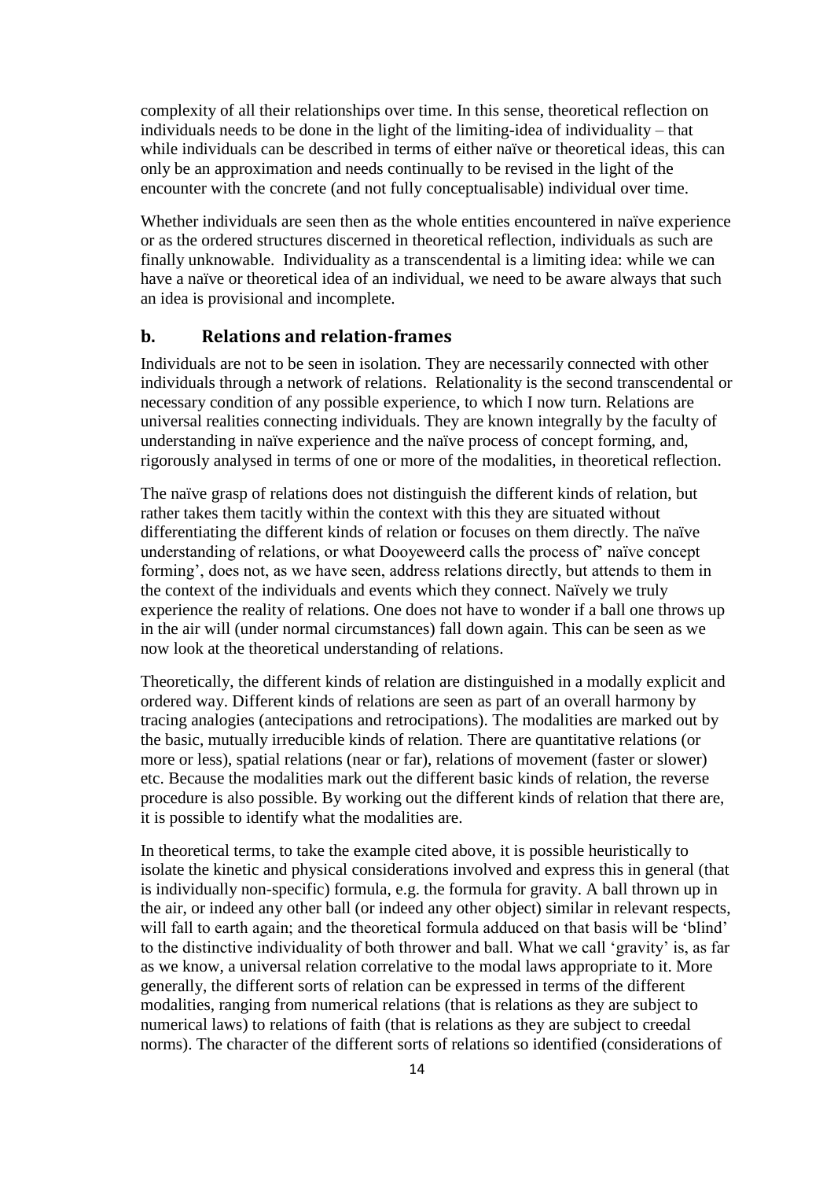complexity of all their relationships over time. In this sense, theoretical reflection on individuals needs to be done in the light of the limiting-idea of individuality – that while individuals can be described in terms of either naïve or theoretical ideas, this can only be an approximation and needs continually to be revised in the light of the encounter with the concrete (and not fully conceptualisable) individual over time.

Whether individuals are seen then as the whole entities encountered in naïve experience or as the ordered structures discerned in theoretical reflection, individuals as such are finally unknowable. Individuality as a transcendental is a limiting idea: while we can have a naïve or theoretical idea of an individual, we need to be aware always that such an idea is provisional and incomplete.

## b. Relations and relation-frames

Individuals are not to be seen in isolation. They are necessarily connected with other individuals through a network of relations. Relationality is the second transcendental or necessary condition of any possible experience, to which I now turn. Relations are universal realities connecting individuals. They are known integrally by the faculty of understanding in naïve experience and the naïve process of concept forming, and, rigorously analysed in terms of one or more of the modalities, in theoretical reflection.

The naïve grasp of relations does not distinguish the different kinds of relation, but rather takes them tacitly within the context with this they are situated without differentiating the different kinds of relation or focuses on them directly. The naïve understanding of relations, or what Dooyeweerd calls the process of' naïve concept forming', does not, as we have seen, address relations directly, but attends to them in the context of the individuals and events which they connect. Naïvely we truly experience the reality of relations. One does not have to wonder if a ball one throws up in the air will (under normal circumstances) fall down again. This can be seen as we now look at the theoretical understanding of relations.

Theoretically, the different kinds of relation are distinguished in a modally explicit and ordered way. Different kinds of relations are seen as part of an overall harmony by tracing analogies (antecipations and retrocipations). The modalities are marked out by the basic, mutually irreducible kinds of relation. There are quantitative relations (or more or less), spatial relations (near or far), relations of movement (faster or slower) etc. Because the modalities mark out the different basic kinds of relation, the reverse procedure is also possible. By working out the different kinds of relation that there are, it is possible to identify what the modalities are.

In theoretical terms, to take the example cited above, it is possible heuristically to isolate the kinetic and physical considerations involved and express this in general (that is individually non-specific) formula, e.g. the formula for gravity. A ball thrown up in the air, or indeed any other ball (or indeed any other object) similar in relevant respects, will fall to earth again; and the theoretical formula adduced on that basis will be 'blind' to the distinctive individuality of both thrower and ball. What we call 'gravity' is, as far as we know, a universal relation correlative to the modal laws appropriate to it. More generally, the different sorts of relation can be expressed in terms of the different modalities, ranging from numerical relations (that is relations as they are subject to numerical laws) to relations of faith (that is relations as they are subject to creedal norms). The character of the different sorts of relations so identified (considerations of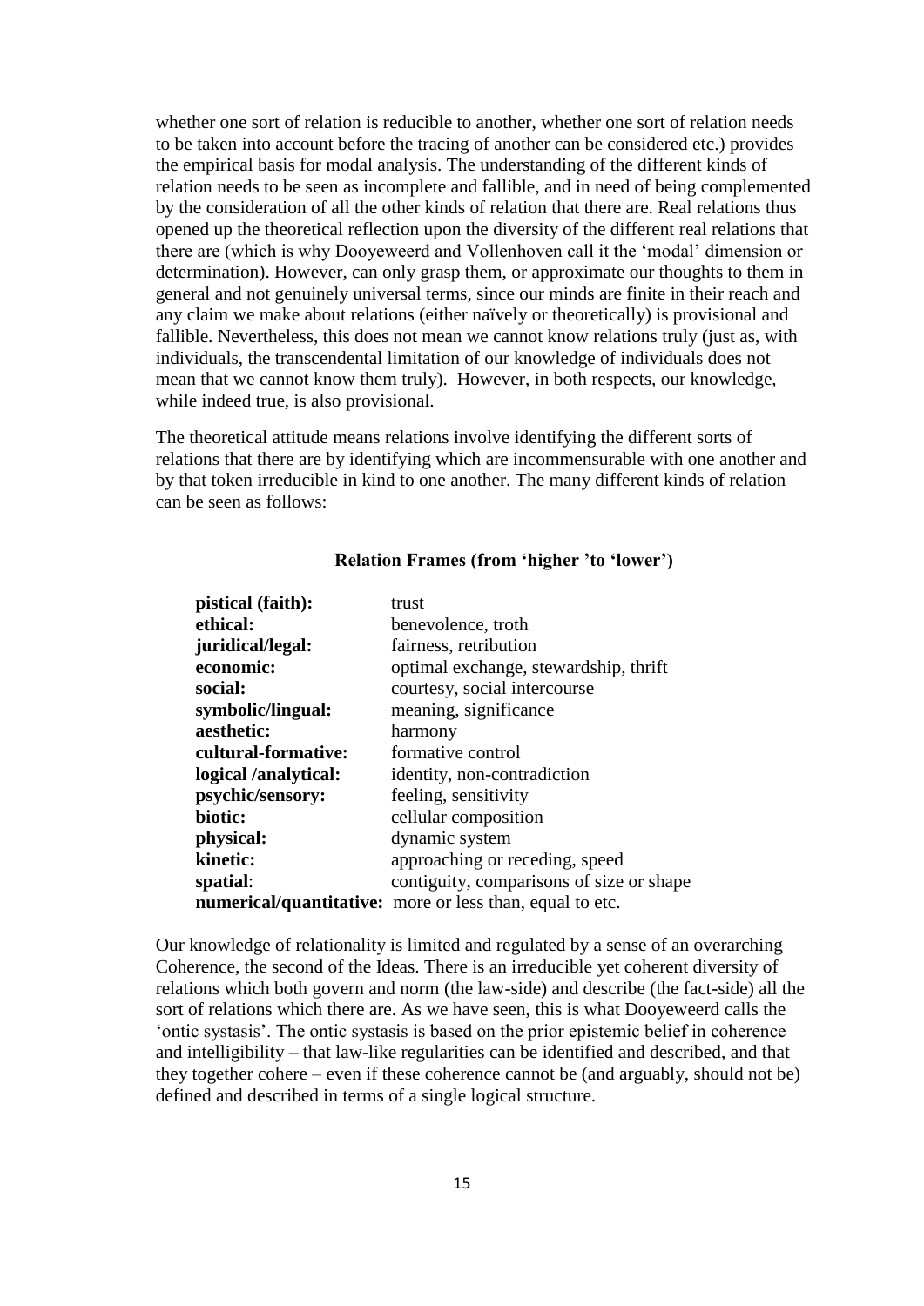whether one sort of relation is reducible to another, whether one sort of relation needs to be taken into account before the tracing of another can be considered etc.) provides the empirical basis for modal analysis. The understanding of the different kinds of relation needs to be seen as incomplete and fallible, and in need of being complemented by the consideration of all the other kinds of relation that there are. Real relations thus opened up the theoretical reflection upon the diversity of the different real relations that there are (which is why Dooyeweerd and Vollenhoven call it the 'modal' dimension or determination). However, can only grasp them, or approximate our thoughts to them in general and not genuinely universal terms, since our minds are finite in their reach and any claim we make about relations (either naïvely or theoretically) is provisional and fallible. Nevertheless, this does not mean we cannot know relations truly (just as, with individuals, the transcendental limitation of our knowledge of individuals does not mean that we cannot know them truly). However, in both respects, our knowledge, while indeed true, is also provisional.

The theoretical attitude means relations involve identifying the different sorts of relations that there are by identifying which are incommensurable with one another and by that token irreducible in kind to one another. The many different kinds of relation can be seen as follows:

**Relation Frames (from 'higher 'to 'lower')**

| | |
|---|---|
| **pistical (faith):** | trust |
| **ethical:** | benevolence, troth |
| **juridical/legal:** | fairness, retribution |
| **economic:** | optimal exchange, stewardship, thrift |
| **social:** | courtesy, social intercourse |
| **symbolic/lingual:** | meaning, significance |
| **aesthetic:** | harmony |
| **cultural-formative:** | formative control |
| **logical /analytical:** | identity, non-contradiction |
| **psychic/sensory:** | feeling, sensitivity |
| **biotic:** | cellular composition |
| **physical:** | dynamic system |
| **kinetic:** | approaching or receding, speed |
| **spatial**: | contiguity, comparisons of size or shape |
| **numerical/quantitative:** | more or less than, equal to etc. |

Our knowledge of relationality is limited and regulated by a sense of an overarching Coherence, the second of the Ideas. There is an irreducible yet coherent diversity of relations which both govern and norm (the law-side) and describe (the fact-side) all the sort of relations which there are. As we have seen, this is what Dooyeweerd calls the 'ontic systasis'. The ontic systasis is based on the prior epistemic belief in coherence and intelligibility – that law-like regularities can be identified and described, and that they together cohere – even if these coherence cannot be (and arguably, should not be) defined and described in terms of a single logical structure.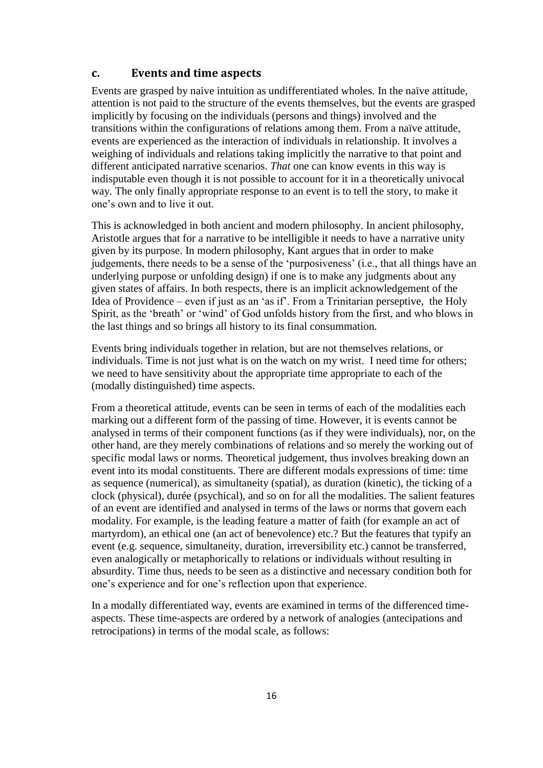### c. Events and time aspects

Events are grasped by naive intuition as undifferentiated wholes. In the naïve attitude, attention is not paid to the structure of the events themselves, but the events are grasped implicitly by focusing on the individuals (persons and things) involved and the transitions within the configurations of relations among them. From a naïve attitude, events are experienced as the interaction of individuals in relationship. It involves a weighing of individuals and relations taking implicitly the narrative to that point and different anticipated narrative scenarios. *That* one can know events in this way is indisputable even though it is not possible to account for it in a theoretically univocal way. The only finally appropriate response to an event is to tell the story, to make it one's own and to live it out.

This is acknowledged in both ancient and modern philosophy. In ancient philosophy, Aristotle argues that for a narrative to be intelligible it needs to have a narrative unity given by its purpose. In modern philosophy, Kant argues that in order to make judgements, there needs to be a sense of the 'purposiveness' (i.e., that all things have an underlying purpose or unfolding design) if one is to make any judgments about any given states of affairs. In both respects, there is an implicit acknowledgement of the Idea of Providence – even if just as an 'as if'. From a Trinitarian perseptive, the Holy Spirit, as the 'breath' or 'wind' of God unfolds history from the first, and who blows in the last things and so brings all history to its final consummation.

Events bring individuals together in relation, but are not themselves relations, or individuals. Time is not just what is on the watch on my wrist. I need time for others; we need to have sensitivity about the appropriate time appropriate to each of the (modally distinguished) time aspects.

From a theoretical attitude, events can be seen in terms of each of the modalities each marking out a different form of the passing of time. However, it is events cannot be analysed in terms of their component functions (as if they were individuals), nor, on the other hand, are they merely combinations of relations and so merely the working out of specific modal laws or norms. Theoretical judgement, thus involves breaking down an event into its modal constituents. There are different modals expressions of time: time as sequence (numerical), as simultaneity (spatial), as duration (kinetic), the ticking of a clock (physical), durée (psychical), and so on for all the modalities. The salient features of an event are identified and analysed in terms of the laws or norms that govern each modality. For example, is the leading feature a matter of faith (for example an act of martyrdom), an ethical one (an act of benevolence) etc.? But the features that typify an event (e.g. sequence, simultaneity, duration, irreversibility etc.) cannot be transferred, even analogically or metaphorically to relations or individuals without resulting in absurdity. Time thus, needs to be seen as a distinctive and necessary condition both for one's experience and for one's reflection upon that experience.

In a modally differentiated way, events are examined in terms of the differenced time-aspects. These time-aspects are ordered by a network of analogies (antecipations and retrocipations) in terms of the modal scale, as follows: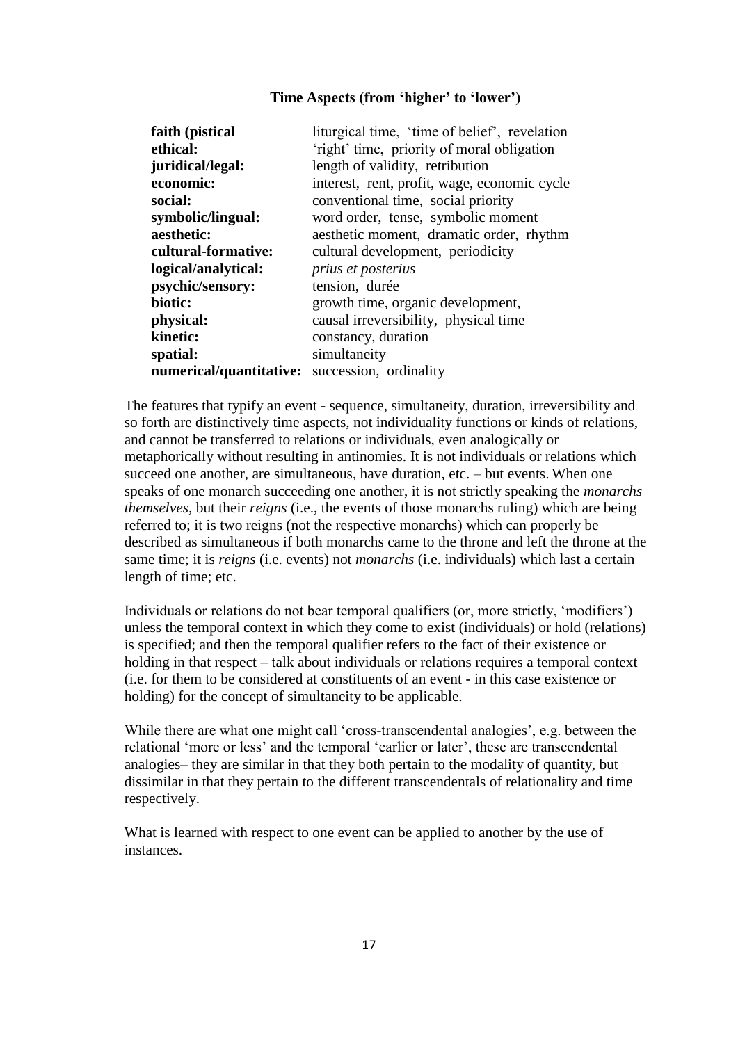**Time Aspects (from 'higher' to 'lower')**

| | |
|---|---|
| **faith (pistical** | liturgical time, 'time of belief', revelation |
| **ethical:** | 'right' time, priority of moral obligation |
| **juridical/legal:** | length of validity, retribution |
| **economic:** | interest, rent, profit, wage, economic cycle |
| **social:** | conventional time, social priority |
| **symbolic/lingual:** | word order, tense, symbolic moment |
| **aesthetic:** | aesthetic moment, dramatic order, rhythm |
| **cultural-formative:** | cultural development, periodicity |
| **logical/analytical:** | *prius et posterius* |
| **psychic/sensory:** | tension, durée |
| **biotic:** | growth time, organic development, |
| **physical:** | causal irreversibility, physical time |
| **kinetic:** | constancy, duration |
| **spatial:** | simultaneity |
| **numerical/quantitative:** | succession, ordinality |

The features that typify an event - sequence, simultaneity, duration, irreversibility and so forth are distinctively time aspects, not individuality functions or kinds of relations, and cannot be transferred to relations or individuals, even analogically or metaphorically without resulting in antinomies. It is not individuals or relations which succeed one another, are simultaneous, have duration, etc. – but events. When one speaks of one monarch succeeding one another, it is not strictly speaking the *monarchs themselves,* but their *reigns* (i.e., the events of those monarchs ruling) which are being referred to; it is two reigns (not the respective monarchs) which can properly be described as simultaneous if both monarchs came to the throne and left the throne at the same time; it is *reigns* (i.e. events) not *monarchs* (i.e. individuals) which last a certain length of time; etc.

Individuals or relations do not bear temporal qualifiers (or, more strictly, 'modifiers') unless the temporal context in which they come to exist (individuals) or hold (relations) is specified; and then the temporal qualifier refers to the fact of their existence or holding in that respect – talk about individuals or relations requires a temporal context (i.e. for them to be considered at constituents of an event - in this case existence or holding) for the concept of simultaneity to be applicable.

While there are what one might call 'cross-transcendental analogies', e.g. between the relational 'more or less' and the temporal 'earlier or later', these are transcendental analogies– they are similar in that they both pertain to the modality of quantity, but dissimilar in that they pertain to the different transcendentals of relationality and time respectively.

What is learned with respect to one event can be applied to another by the use of instances.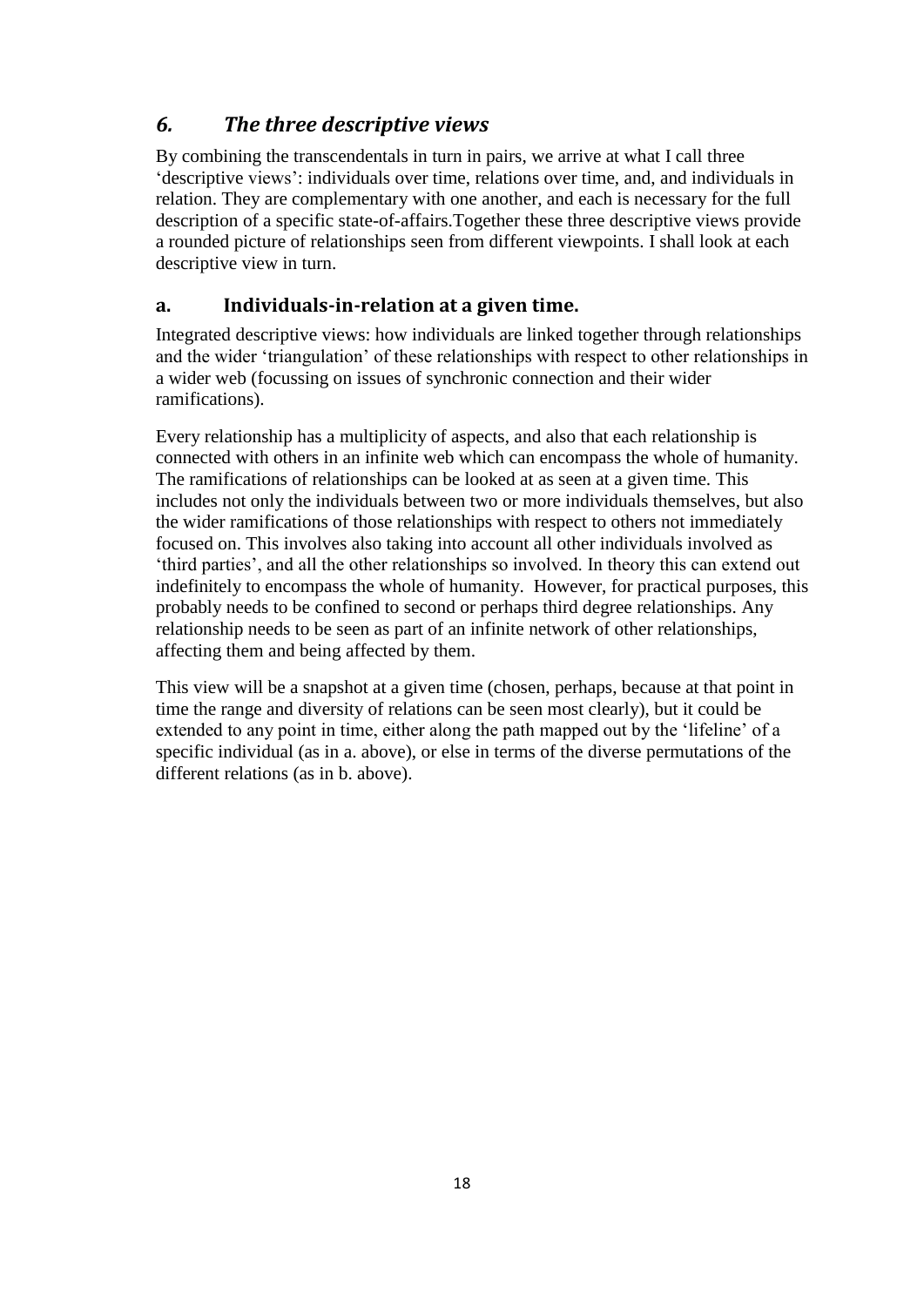## *6. The three descriptive views*

By combining the transcendentals in turn in pairs, we arrive at what I call three 'descriptive views': individuals over time, relations over time, and, and individuals in relation. They are complementary with one another, and each is necessary for the full description of a specific state-of-affairs.Together these three descriptive views provide a rounded picture of relationships seen from different viewpoints. I shall look at each descriptive view in turn.

### a. Individuals-in-relation at a given time.

Integrated descriptive views: how individuals are linked together through relationships and the wider 'triangulation' of these relationships with respect to other relationships in a wider web (focussing on issues of synchronic connection and their wider ramifications).

Every relationship has a multiplicity of aspects, and also that each relationship is connected with others in an infinite web which can encompass the whole of humanity. The ramifications of relationships can be looked at as seen at a given time. This includes not only the individuals between two or more individuals themselves, but also the wider ramifications of those relationships with respect to others not immediately focused on. This involves also taking into account all other individuals involved as 'third parties', and all the other relationships so involved. In theory this can extend out indefinitely to encompass the whole of humanity. However, for practical purposes, this probably needs to be confined to second or perhaps third degree relationships. Any relationship needs to be seen as part of an infinite network of other relationships, affecting them and being affected by them.

This view will be a snapshot at a given time (chosen, perhaps, because at that point in time the range and diversity of relations can be seen most clearly), but it could be extended to any point in time, either along the path mapped out by the 'lifeline' of a specific individual (as in a. above), or else in terms of the diverse permutations of the different relations (as in b. above).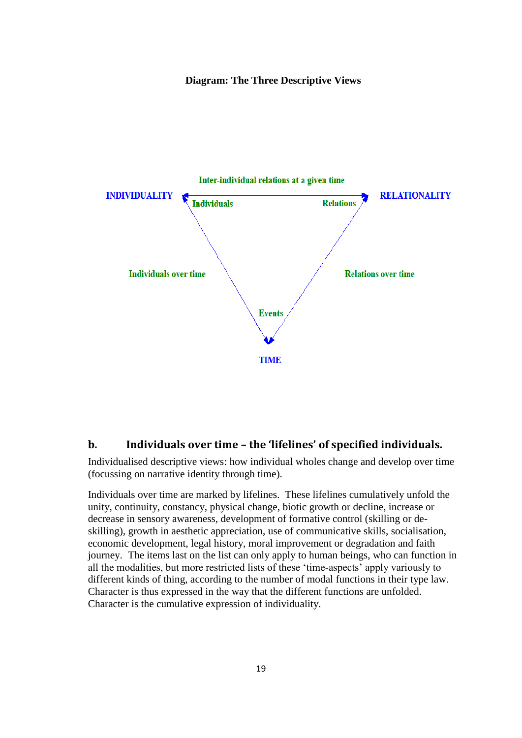**Diagram: The Three Descriptive Views**

Inter-individual relations at a given time

INDIVIDUALITY — Individuals — Relations — RELATIONALITY

Individuals over time

Relations over time

Events

TIME

## b. Individuals over time – the 'lifelines' of specified individuals.

Individualised descriptive views: how individual wholes change and develop over time (focussing on narrative identity through time).

Individuals over time are marked by lifelines. These lifelines cumulatively unfold the unity, continuity, constancy, physical change, biotic growth or decline, increase or decrease in sensory awareness, development of formative control (skilling or de-skilling), growth in aesthetic appreciation, use of communicative skills, socialisation, economic development, legal history, moral improvement or degradation and faith journey. The items last on the list can only apply to human beings, who can function in all the modalities, but more restricted lists of these 'time-aspects' apply variously to different kinds of thing, according to the number of modal functions in their type law. Character is thus expressed in the way that the different functions are unfolded. Character is the cumulative expression of individuality.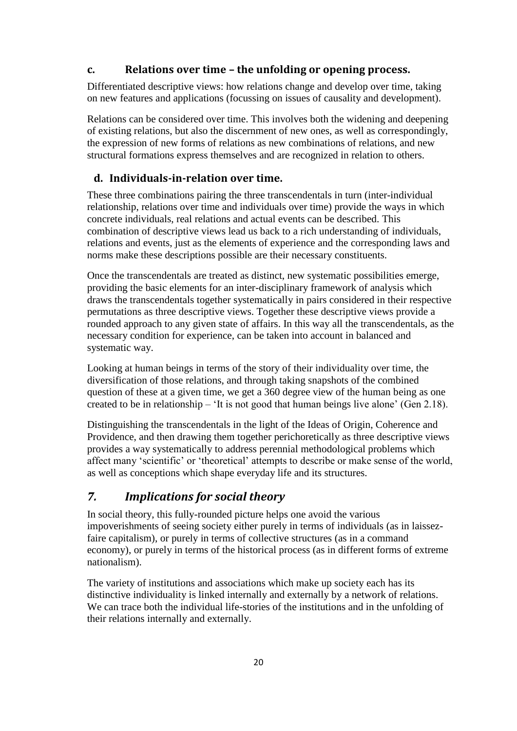### c. Relations over time – the unfolding or opening process.

Differentiated descriptive views: how relations change and develop over time, taking on new features and applications (focussing on issues of causality and development).

Relations can be considered over time. This involves both the widening and deepening of existing relations, but also the discernment of new ones, as well as correspondingly, the expression of new forms of relations as new combinations of relations, and new structural formations express themselves and are recognized in relation to others.

### d. Individuals-in-relation over time.

These three combinations pairing the three transcendentals in turn (inter-individual relationship, relations over time and individuals over time) provide the ways in which concrete individuals, real relations and actual events can be described. This combination of descriptive views lead us back to a rich understanding of individuals, relations and events, just as the elements of experience and the corresponding laws and norms make these descriptions possible are their necessary constituents.

Once the transcendentals are treated as distinct, new systematic possibilities emerge, providing the basic elements for an inter-disciplinary framework of analysis which draws the transcendentals together systematically in pairs considered in their respective permutations as three descriptive views. Together these descriptive views provide a rounded approach to any given state of affairs. In this way all the transcendentals, as the necessary condition for experience, can be taken into account in balanced and systematic way.

Looking at human beings in terms of the story of their individuality over time, the diversification of those relations, and through taking snapshots of the combined question of these at a given time, we get a 360 degree view of the human being as one created to be in relationship – 'It is not good that human beings live alone' (Gen 2.18).

Distinguishing the transcendentals in the light of the Ideas of Origin, Coherence and Providence, and then drawing them together perichoretically as three descriptive views provides a way systematically to address perennial methodological problems which affect many 'scientific' or 'theoretical' attempts to describe or make sense of the world, as well as conceptions which shape everyday life and its structures.

## *7. Implications for social theory*

In social theory, this fully-rounded picture helps one avoid the various impoverishments of seeing society either purely in terms of individuals (as in laissez-faire capitalism), or purely in terms of collective structures (as in a command economy), or purely in terms of the historical process (as in different forms of extreme nationalism).

The variety of institutions and associations which make up society each has its distinctive individuality is linked internally and externally by a network of relations. We can trace both the individual life-stories of the institutions and in the unfolding of their relations internally and externally.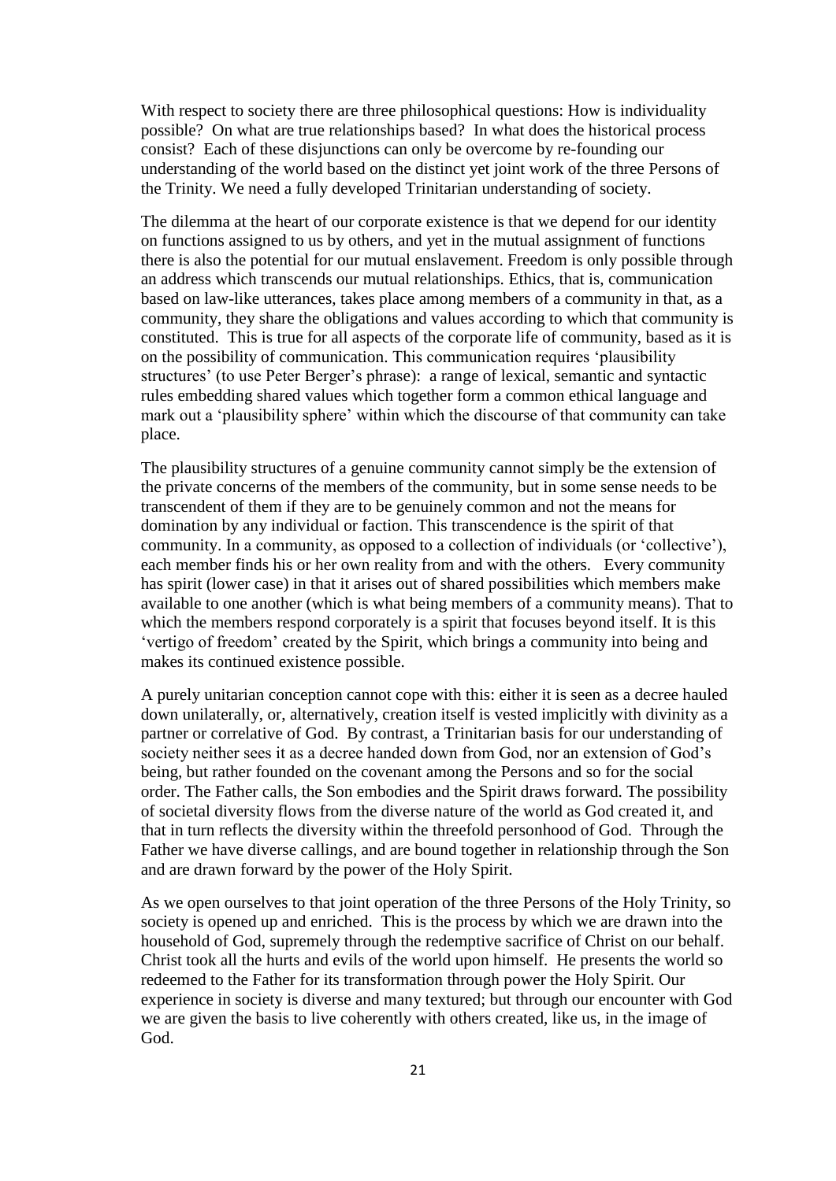With respect to society there are three philosophical questions: How is individuality possible? On what are true relationships based? In what does the historical process consist? Each of these disjunctions can only be overcome by re-founding our understanding of the world based on the distinct yet joint work of the three Persons of the Trinity. We need a fully developed Trinitarian understanding of society.

The dilemma at the heart of our corporate existence is that we depend for our identity on functions assigned to us by others, and yet in the mutual assignment of functions there is also the potential for our mutual enslavement. Freedom is only possible through an address which transcends our mutual relationships. Ethics, that is, communication based on law-like utterances, takes place among members of a community in that, as a community, they share the obligations and values according to which that community is constituted. This is true for all aspects of the corporate life of community, based as it is on the possibility of communication. This communication requires 'plausibility structures' (to use Peter Berger's phrase): a range of lexical, semantic and syntactic rules embedding shared values which together form a common ethical language and mark out a 'plausibility sphere' within which the discourse of that community can take place.

The plausibility structures of a genuine community cannot simply be the extension of the private concerns of the members of the community, but in some sense needs to be transcendent of them if they are to be genuinely common and not the means for domination by any individual or faction. This transcendence is the spirit of that community. In a community, as opposed to a collection of individuals (or 'collective'), each member finds his or her own reality from and with the others. Every community has spirit (lower case) in that it arises out of shared possibilities which members make available to one another (which is what being members of a community means). That to which the members respond corporately is a spirit that focuses beyond itself. It is this 'vertigo of freedom' created by the Spirit, which brings a community into being and makes its continued existence possible.

A purely unitarian conception cannot cope with this: either it is seen as a decree hauled down unilaterally, or, alternatively, creation itself is vested implicitly with divinity as a partner or correlative of God. By contrast, a Trinitarian basis for our understanding of society neither sees it as a decree handed down from God, nor an extension of God's being, but rather founded on the covenant among the Persons and so for the social order. The Father calls, the Son embodies and the Spirit draws forward. The possibility of societal diversity flows from the diverse nature of the world as God created it, and that in turn reflects the diversity within the threefold personhood of God. Through the Father we have diverse callings, and are bound together in relationship through the Son and are drawn forward by the power of the Holy Spirit.

As we open ourselves to that joint operation of the three Persons of the Holy Trinity, so society is opened up and enriched. This is the process by which we are drawn into the household of God, supremely through the redemptive sacrifice of Christ on our behalf. Christ took all the hurts and evils of the world upon himself. He presents the world so redeemed to the Father for its transformation through power the Holy Spirit. Our experience in society is diverse and many textured; but through our encounter with God we are given the basis to live coherently with others created, like us, in the image of God.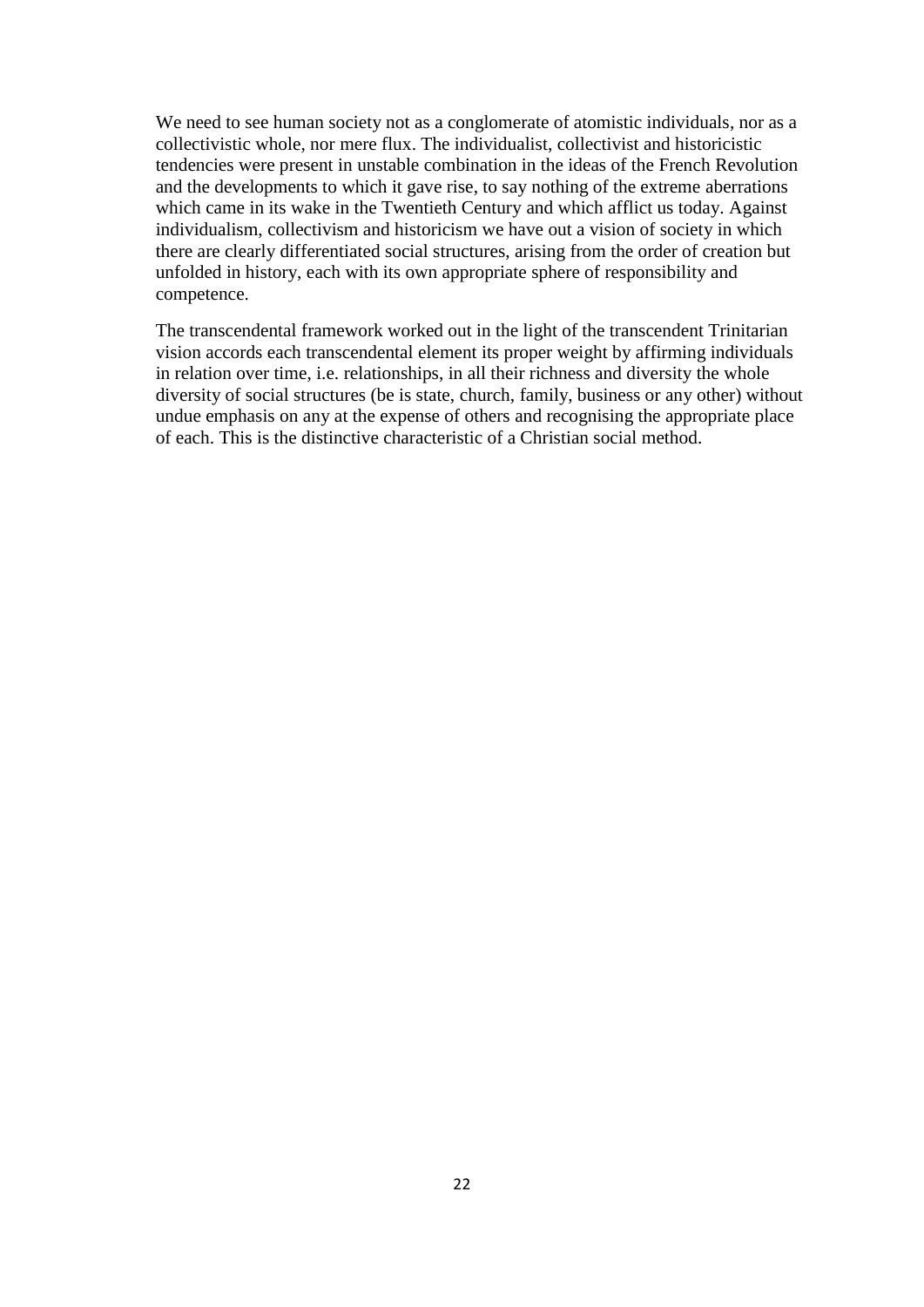We need to see human society not as a conglomerate of atomistic individuals, nor as a collectivistic whole, nor mere flux. The individualist, collectivist and historicistic tendencies were present in unstable combination in the ideas of the French Revolution and the developments to which it gave rise, to say nothing of the extreme aberrations which came in its wake in the Twentieth Century and which afflict us today. Against individualism, collectivism and historicism we have out a vision of society in which there are clearly differentiated social structures, arising from the order of creation but unfolded in history, each with its own appropriate sphere of responsibility and competence.

The transcendental framework worked out in the light of the transcendent Trinitarian vision accords each transcendental element its proper weight by affirming individuals in relation over time, i.e. relationships, in all their richness and diversity the whole diversity of social structures (be is state, church, family, business or any other) without undue emphasis on any at the expense of others and recognising the appropriate place of each. This is the distinctive characteristic of a Christian social method.